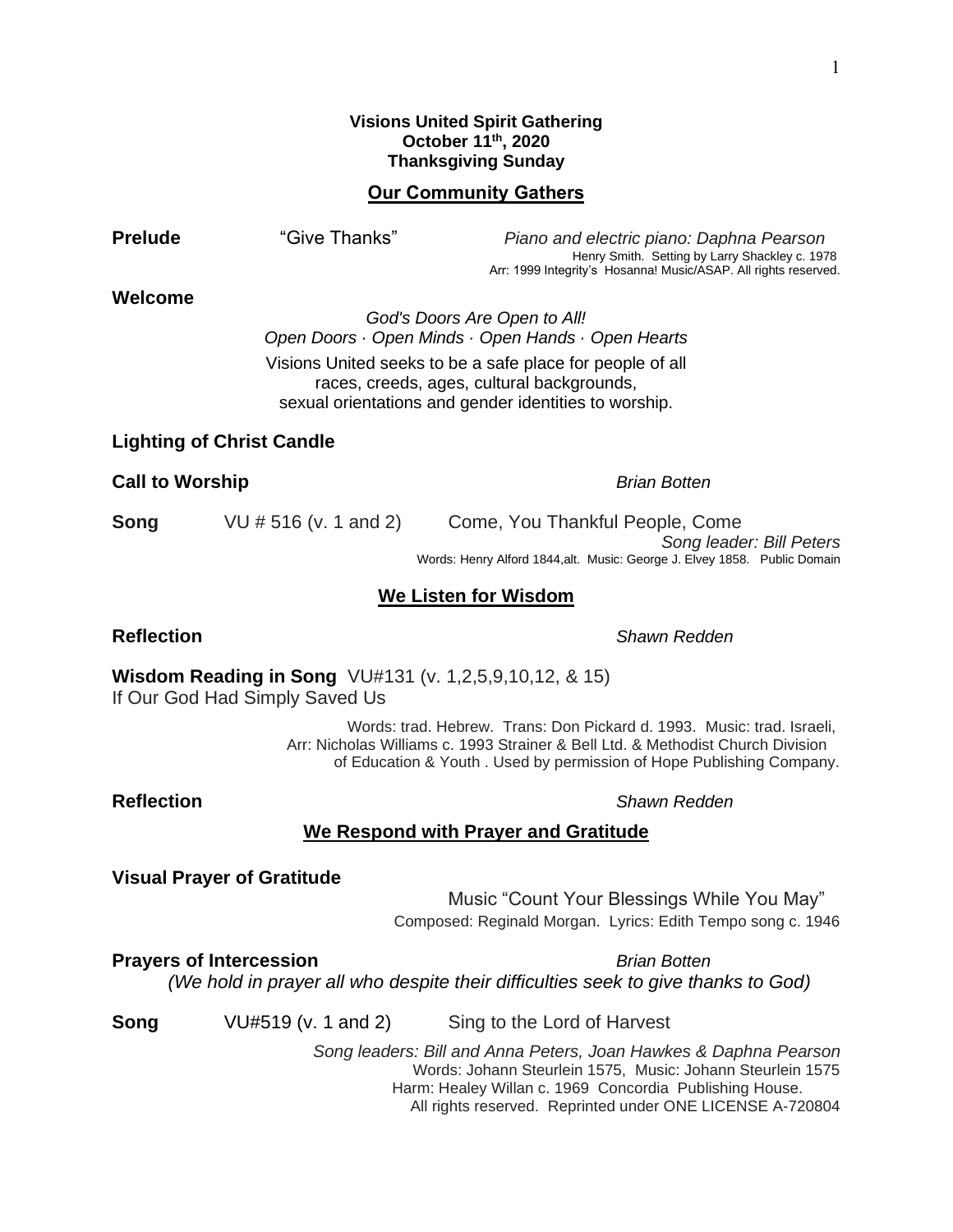**Visions United Spirit Gathering**
**October 11th, 2020**
**Thanksgiving Sunday**

## Our Community Gathers

**Prelude** "Give Thanks" *Piano and electric piano: Daphna Pearson*
Henry Smith. Setting by Larry Shackley c. 1978
Arr: 1999 Integrity's Hosanna! Music/ASAP. All rights reserved.

**Welcome**

*God's Doors Are Open to All!*
*Open Doors · Open Minds · Open Hands · Open Hearts*

Visions United seeks to be a safe place for people of all races, creeds, ages, cultural backgrounds, sexual orientations and gender identities to worship.

**Lighting of Christ Candle**

**Call to Worship** *Brian Botten*

**Song** VU # 516 (v. 1 and 2) Come, You Thankful People, Come
*Song leader: Bill Peters*
Words: Henry Alford 1844,alt. Music: George J. Elvey 1858. Public Domain

## We Listen for Wisdom

**Reflection** *Shawn Redden*

**Wisdom Reading in Song** VU#131 (v. 1,2,5,9,10,12, & 15)
If Our God Had Simply Saved Us

Words: trad. Hebrew. Trans: Don Pickard d. 1993. Music: trad. Israeli, Arr: Nicholas Williams c. 1993 Strainer & Bell Ltd. & Methodist Church Division of Education & Youth . Used by permission of Hope Publishing Company.

**Reflection** *Shawn Redden*

## We Respond with Prayer and Gratitude

**Visual Prayer of Gratitude**

Music "Count Your Blessings While You May"
Composed: Reginald Morgan. Lyrics: Edith Tempo song c. 1946

**Prayers of Intercession** *Brian Botten*
*(We hold in prayer all who despite their difficulties seek to give thanks to God)*

**Song** VU#519 (v. 1 and 2) Sing to the Lord of Harvest

*Song leaders: Bill and Anna Peters, Joan Hawkes & Daphna Pearson*
Words: Johann Steurlein 1575, Music: Johann Steurlein 1575
Harm: Healey Willan c. 1969 Concordia Publishing House.
All rights reserved. Reprinted under ONE LICENSE A-720804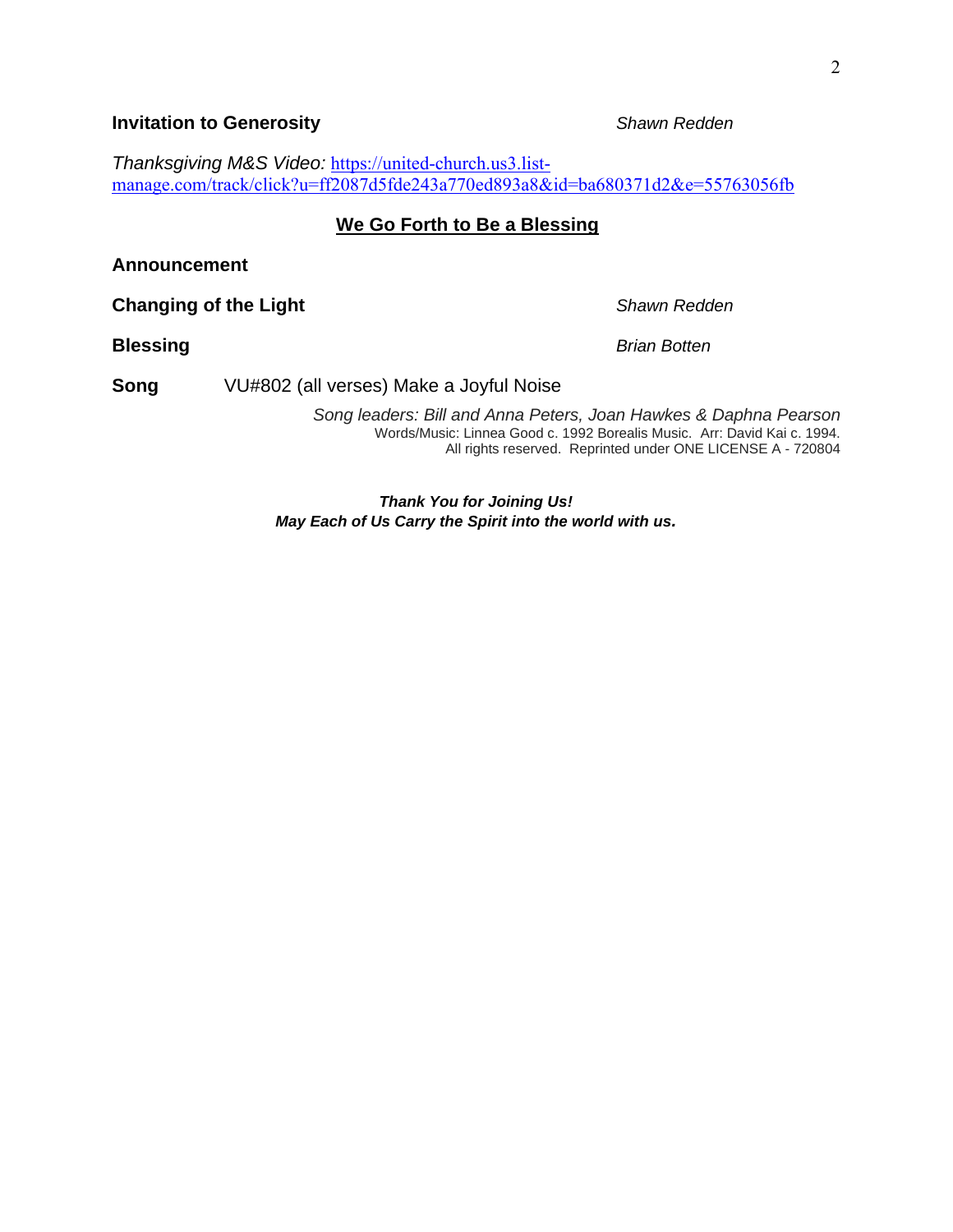**Invitation to Generosity** *Shawn Redden*

*Thanksgiving M&S Video:* https://united-church.us3.list-manage.com/track/click?u=ff2087d5fde243a770ed893a8&id=ba680371d2&e=55763056fb

## We Go Forth to Be a Blessing

**Announcement**

**Changing of the Light** *Shawn Redden*

**Blessing** *Brian Botten*

**Song** VU#802 (all verses) Make a Joyful Noise

*Song leaders: Bill and Anna Peters, Joan Hawkes & Daphna Pearson*
Words/Music: Linnea Good c. 1992 Borealis Music. Arr: David Kai c. 1994.
All rights reserved. Reprinted under ONE LICENSE A - 720804

***Thank You for Joining Us!***
***May Each of Us Carry the Spirit into the world with us.***